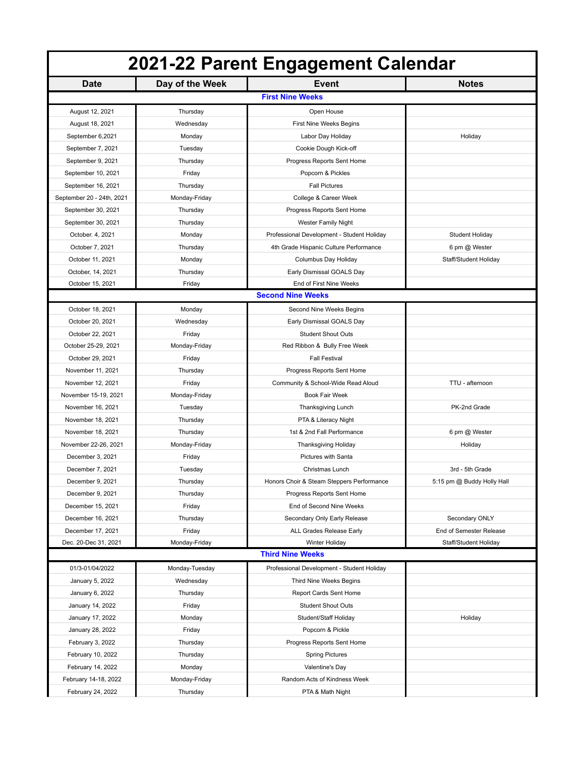# 2021-22 Parent Engagement Calendar

| Date | Day of the Week | Event | Notes |
|---|---|---|---|
| **First Nine Weeks** | | | |
| August 12, 2021 | Thursday | Open House | |
| August 18, 2021 | Wednesday | First Nine Weeks Begins | |
| September 6,2021 | Monday | Labor Day Holiday | Holiday |
| September 7, 2021 | Tuesday | Cookie Dough Kick-off | |
| September 9, 2021 | Thursday | Progress Reports Sent Home | |
| September 10, 2021 | Friday | Popcorn & Pickles | |
| September 16, 2021 | Thursday | Fall Pictures | |
| September 20 - 24th, 2021 | Monday-Friday | College & Career Week | |
| September 30, 2021 | Thursday | Progress Reports Sent Home | |
| September 30, 2021 | Thursday | Wester Family Night | |
| October. 4, 2021 | Monday | Professional Development - Student Holiday | Student Holiday |
| October 7, 2021 | Thursday | 4th Grade Hispanic Culture Performance | 6 pm @ Wester |
| October 11, 2021 | Monday | Columbus Day Holiday | Staff/Student Holiday |
| October, 14, 2021 | Thursday | Early Dismissal GOALS Day | |
| October 15, 2021 | Friday | End of First Nine Weeks | |
| **Second Nine Weeks** | | | |
| October 18, 2021 | Monday | Second Nine Weeks Begins | |
| October 20, 2021 | Wednesday | Early Dismissal GOALS Day | |
| October 22, 2021 | Friday | Student Shout Outs | |
| October 25-29, 2021 | Monday-Friday | Red Ribbon & Bully Free Week | |
| October 29, 2021 | Friday | Fall Festival | |
| November 11, 2021 | Thursday | Progress Reports Sent Home | |
| November 12, 2021 | Friday | Community & School-Wide Read Aloud | TTU - afternoon |
| November 15-19, 2021 | Monday-Friday | Book Fair Week | |
| November 16, 2021 | Tuesday | Thanksgiving Lunch | PK-2nd Grade |
| November 18, 2021 | Thursday | PTA & Literacy Night | |
| November 18, 2021 | Thursday | 1st & 2nd Fall Performance | 6 pm @ Wester |
| November 22-26, 2021 | Monday-Friday | Thanksgiving Holiday | Holiday |
| December 3, 2021 | Friday | Pictures with Santa | |
| December 7, 2021 | Tuesday | Christmas Lunch | 3rd - 5th Grade |
| December 9, 2021 | Thursday | Honors Choir & Steam Steppers Performance | 5:15 pm @ Buddy Holly Hall |
| December 9, 2021 | Thursday | Progress Reports Sent Home | |
| December 15, 2021 | Friday | End of Second Nine Weeks | |
| December 16, 2021 | Thursday | Secondary Only Early Release | Secondary ONLY |
| December 17, 2021 | Friday | ALL Grades Release Early | End of Semester Release |
| Dec. 20-Dec 31, 2021 | Monday-Friday | Winter Holiday | Staff/Student Holiday |
| **Third Nine Weeks** | | | |
| 01/3-01/04/2022 | Monday-Tuesday | Professional Development - Student Holiday | |
| January 5, 2022 | Wednesday | Third Nine Weeks Begins | |
| January 6, 2022 | Thursday | Report Cards Sent Home | |
| January 14, 2022 | Friday | Student Shout Outs | |
| January 17, 2022 | Monday | Student/Staff Holiday | Holiday |
| January 28, 2022 | Friday | Popcorn & Pickle | |
| February 3, 2022 | Thursday | Progress Reports Sent Home | |
| February 10, 2022 | Thursday | Spring Pictures | |
| February 14, 2022 | Monday | Valentine's Day | |
| February 14-18, 2022 | Monday-Friday | Random Acts of Kindness Week | |
| February 24, 2022 | Thursday | PTA & Math Night | |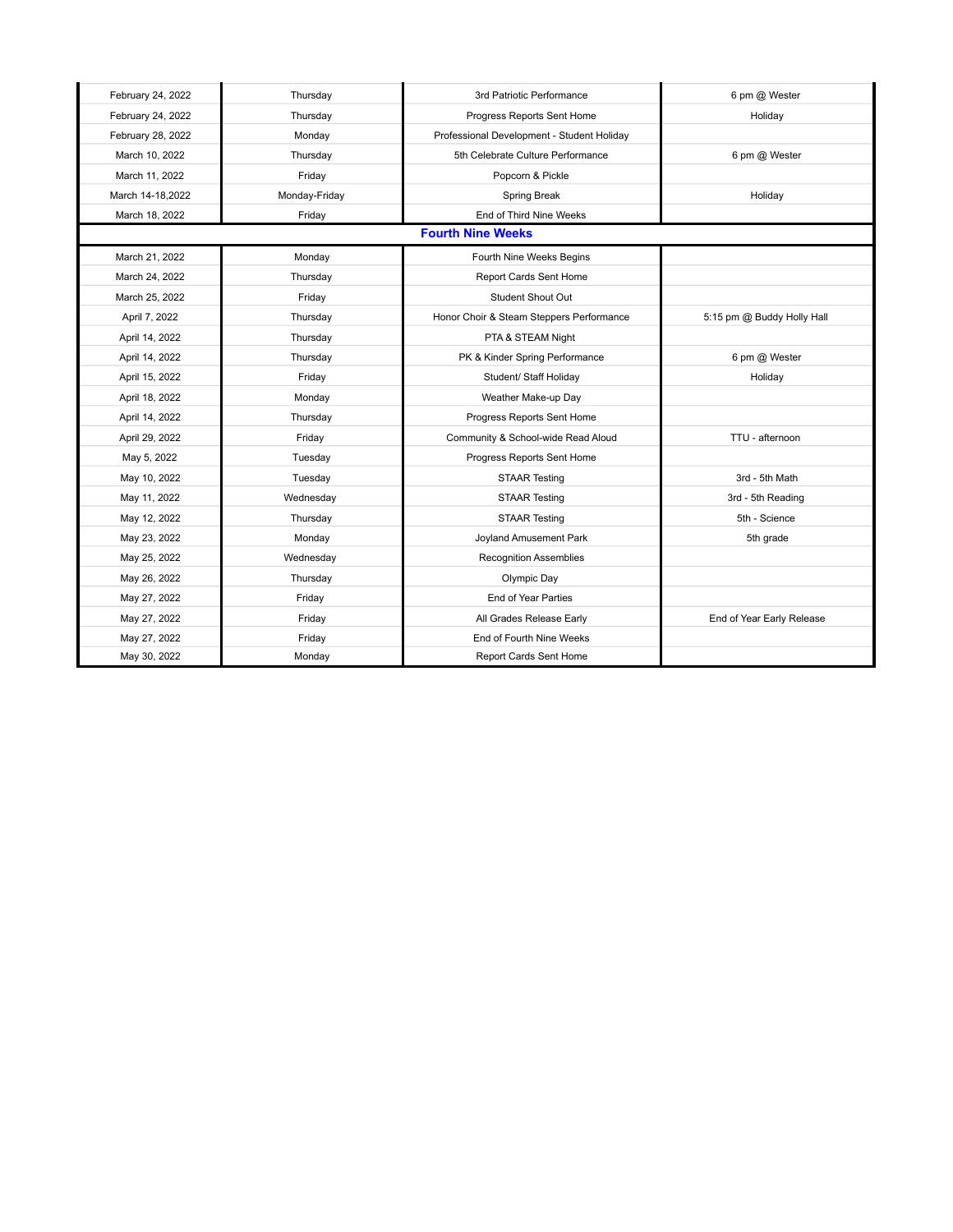| | | | |
|---|---|---|---|
| February 24, 2022 | Thursday | 3rd Patriotic Performance | 6 pm @ Wester |
| February 24, 2022 | Thursday | Progress Reports Sent Home | Holiday |
| February 28, 2022 | Monday | Professional Development - Student Holiday | |
| March 10, 2022 | Thursday | 5th Celebrate Culture Performance | 6 pm @ Wester |
| March 11, 2022 | Friday | Popcorn & Pickle | |
| March 14-18,2022 | Monday-Friday | Spring Break | Holiday |
| March 18, 2022 | Friday | End of Third Nine Weeks | |
| **Fourth Nine Weeks** | | | |
| March 21, 2022 | Monday | Fourth Nine Weeks Begins | |
| March 24, 2022 | Thursday | Report Cards Sent Home | |
| March 25, 2022 | Friday | Student Shout Out | |
| April 7, 2022 | Thursday | Honor Choir & Steam Steppers Performance | 5:15 pm @ Buddy Holly Hall |
| April 14, 2022 | Thursday | PTA & STEAM Night | |
| April 14, 2022 | Thursday | PK & Kinder Spring Performance | 6 pm @ Wester |
| April 15, 2022 | Friday | Student/ Staff Holiday | Holiday |
| April 18, 2022 | Monday | Weather Make-up Day | |
| April 14, 2022 | Thursday | Progress Reports Sent Home | |
| April 29, 2022 | Friday | Community & School-wide Read Aloud | TTU - afternoon |
| May 5, 2022 | Tuesday | Progress Reports Sent Home | |
| May 10, 2022 | Tuesday | STAAR Testing | 3rd - 5th Math |
| May 11, 2022 | Wednesday | STAAR Testing | 3rd - 5th Reading |
| May 12, 2022 | Thursday | STAAR Testing | 5th - Science |
| May 23, 2022 | Monday | Joyland Amusement Park | 5th grade |
| May 25, 2022 | Wednesday | Recognition Assemblies | |
| May 26, 2022 | Thursday | Olympic Day | |
| May 27, 2022 | Friday | End of Year Parties | |
| May 27, 2022 | Friday | All Grades Release Early | End of Year Early Release |
| May 27, 2022 | Friday | End of Fourth Nine Weeks | |
| May 30, 2022 | Monday | Report Cards Sent Home | |